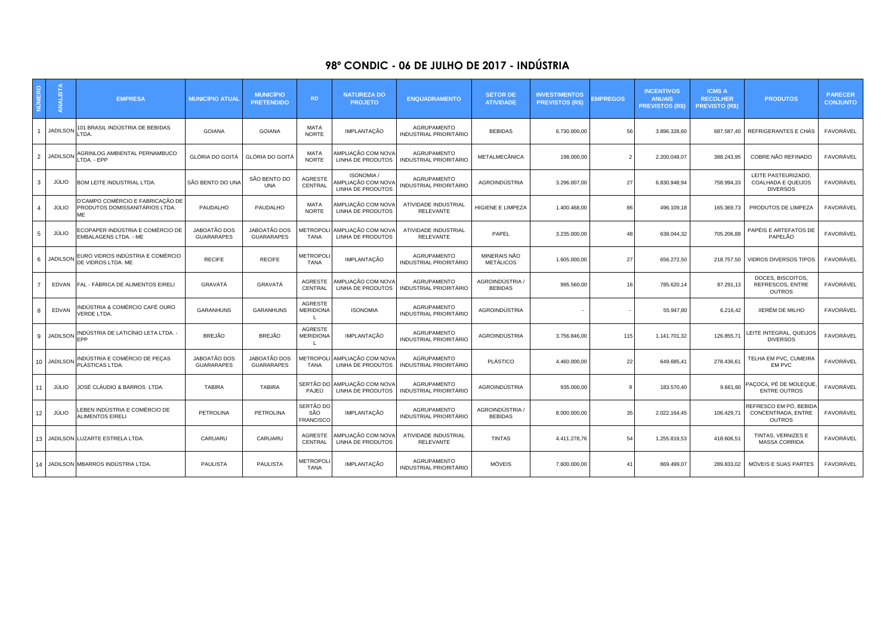# 98º CONDIC - 06 DE JULHO DE 2017 - INDÚSTRIA

| NÚMERO | ANALISTA | EMPRESA | MUNICÍPIO ATUAL | MUNICÍPIO PRETENDIDO | RD | NATUREZA DO PROJETO | ENQUADRAMENTO | SETOR DE ATIVIDADE | INVESTIMENTOS PREVISTOS (R$) | EMPREGOS | INCENTIVOS ANUAIS PREVISTOS (R$) | ICMS A RECOLHER PREVISTO (R$) | PRODUTOS | PARECER CONJUNTO |
|---|---|---|---|---|---|---|---|---|---|---|---|---|---|---|
| 1 | JADILSON | 101 BRASIL INDÚSTRIA DE BEBIDAS LTDA. | GOIANA | GOIANA | MATA NORTE | IMPLANTAÇÃO | AGRUPAMENTO INDUSTRIAL PRIORITÁRIO | BEBIDAS | 6.730.000,00 | 56 | 3.896.328,60 | 687.587,40 | REFRIGERANTES E CHÁS | FAVORÁVEL |
| 2 | JADILSON | AGRINLOG AMBIENTAL PERNAMBUCO LTDA. - EPP | GLÓRIA DO GOITÁ | GLÓRIA DO GOITÁ | MATA NORTE | AMPLIAÇÃO COM NOVA LINHA DE PRODUTOS | AGRUPAMENTO INDUSTRIAL PRIORITÁRIO | METALMECÂNICA | 198.000,00 | 2 | 2.200.049,07 | 388.243,95 | COBRE NÃO REFINADO | FAVORÁVEL |
| 3 | JÚLIO | BOM LEITE INDUSTRIAL LTDA. | SÃO BENTO DO UNA | SÃO BENTO DO UNA | AGRESTE CENTRAL | ISONOMIA / AMPLIAÇÃO COM NOVA LINHA DE PRODUTOS | AGRUPAMENTO INDUSTRIAL PRIORITÁRIO | AGROINDÚSTRIA | 3.296.007,00 | 27 | 6.830.948,94 | 758.994,33 | LEITE PASTEURIZADO, COALHADA E QUEIJOS DIVERSOS | FAVORÁVEL |
| 4 | JÚLIO | D'CAMPO COMÉRCIO E FABRICAÇÃO DE PRODUTOS DOMISSANITÁRIOS LTDA. ME | PAUDALHO | PAUDALHO | MATA NORTE | AMPLIAÇÃO COM NOVA LINHA DE PRODUTOS | ATIVIDADE INDUSTRIAL RELEVANTE | HIGIENE E LIMPEZA | 1.400.468,00 | 86 | 496.109,18 | 165.369,73 | PRODUTOS DE LIMPEZA | FAVORÁVEL |
| 5 | JÚLIO | ECOPAPER INDÚSTRIA E COMÉRCIO DE EMBALAGENS LTDA. - ME | JABOATÃO DOS GUARARAPES | JABOATÃO DOS GUARARAPES | METROPOLITANA | AMPLIAÇÃO COM NOVA LINHA DE PRODUTOS | ATIVIDADE INDUSTRIAL RELEVANTE | PAPEL | 3.235.000,00 | 48 | 638.044,32 | 705.206,88 | PAPÉIS E ARTEFATOS DE PAPELÃO | FAVORÁVEL |
| 6 | JADILSON | EURO VIDROS INDÚSTRIA E COMÉRCIO DE VIDROS LTDA. ME | RECIFE | RECIFE | METROPOLITANA | IMPLANTAÇÃO | AGRUPAMENTO INDUSTRIAL PRIORITÁRIO | MINERAIS NÃO METÁLICOS | 1.605.000,00 | 27 | 656.272,50 | 218.757,50 | VIDROS DIVERSOS TIPOS | FAVORÁVEL |
| 7 | EDVAN | FAL - FÁBRICA DE ALIMENTOS EIRELI | GRAVATÁ | GRAVATÁ | AGRESTE CENTRAL | AMPLIAÇÃO COM NOVA LINHA DE PRODUTOS | AGRUPAMENTO INDUSTRIAL PRIORITÁRIO | AGROINDÚSTRIA / BEBIDAS | 995.560,00 | 16 | 785.620,14 | 87.291,13 | DOCES, BISCOITOS, REFRESCOS, ENTRE OUTROS | FAVORÁVEL |
| 8 | EDVAN | INDÚSTRIA & COMÉRCIO CAFÉ OURO VERDE LTDA. | GARANHUNS | GARANHUNS | AGRESTE MERIDIONAL | ISONOMIA | AGRUPAMENTO INDUSTRIAL PRIORITÁRIO | AGROINDÚSTRIA | - | - | 55.947,80 | 6.216,42 | XERÉM DE MILHO | FAVORÁVEL |
| 9 | JADILSON | INDÚSTRIA DE LATICÍNIO LETA LTDA. - EPP | BREJÃO | BREJÃO | AGRESTE MERIDIONAL | IMPLANTAÇÃO | AGRUPAMENTO INDUSTRIAL PRIORITÁRIO | AGROINDÚSTRIA | 3.756.846,00 | 115 | 1.141.701,32 | 126.855,71 | LEITE INTEGRAL, QUEIJOS DIVERSOS | FAVORÁVEL |
| 10 | JADILSON | INDÚSTRIA E COMÉRCIO DE PEÇAS PLÁSTICAS LTDA. | JABOATÃO DOS GUARARAPES | JABOATÃO DOS GUARARAPES | METROPOLITANA | AMPLIAÇÃO COM NOVA LINHA DE PRODUTOS | AGRUPAMENTO INDUSTRIAL PRIORITÁRIO | PLÁSTICO | 4.460.000,00 | 22 | 649.685,41 | 278.436,61 | TELHA EM PVC, CUMEIRA EM PVC | FAVORÁVEL |
| 11 | JÚLIO | JOSÉ CLÁUDIO & BARROS LTDA. | TABIRA | TABIRA | SERTÃO DO PAJEÚ | AMPLIAÇÃO COM NOVA LINHA DE PRODUTOS | AGRUPAMENTO INDUSTRIAL PRIORITÁRIO | AGROINDÚSTRIA | 935.000,00 | 9 | 183.570,40 | 9.661,60 | PAÇOCA, PÉ DE MOLEQUE, ENTRE OUTROS | FAVORÁVEL |
| 12 | JÚLIO | LEBEN INDÚSTRIA E COMÉRCIO DE ALIMENTOS EIRELI | PETROLINA | PETROLINA | SERTÃO DO SÃO FRANCISCO | IMPLANTAÇÃO | AGRUPAMENTO INDUSTRIAL PRIORITÁRIO | AGROINDÚSTRIA / BEBIDAS | 8.000.000,00 | 35 | 2.022.164,45 | 106.429,71 | REFRESCO EM PÓ, BEBIDA CONCENTRADA, ENTRE OUTROS | FAVORÁVEL |
| 13 | JADILSON | LUZARTE ESTRELA LTDA. | CARUARU | CARUARU | AGRESTE CENTRAL | AMPLIAÇÃO COM NOVA LINHA DE PRODUTOS | ATIVIDADE INDUSTRIAL RELEVANTE | TINTAS | 4.411.278,76 | 54 | 1.255.819,53 | 418.606,51 | TINTAS, VERNIZES E MASSA CORRIDA | FAVORÁVEL |
| 14 | JADILSON | MBARROS INDÚSTRIA LTDA. | PAULISTA | PAULISTA | METROPOLITANA | IMPLANTAÇÃO | AGRUPAMENTO INDUSTRIAL PRIORITÁRIO | MÓVEIS | 7.600.000,00 | 41 | 869.499,07 | 289.833,02 | MÓVEIS E SUAS PARTES | FAVORÁVEL |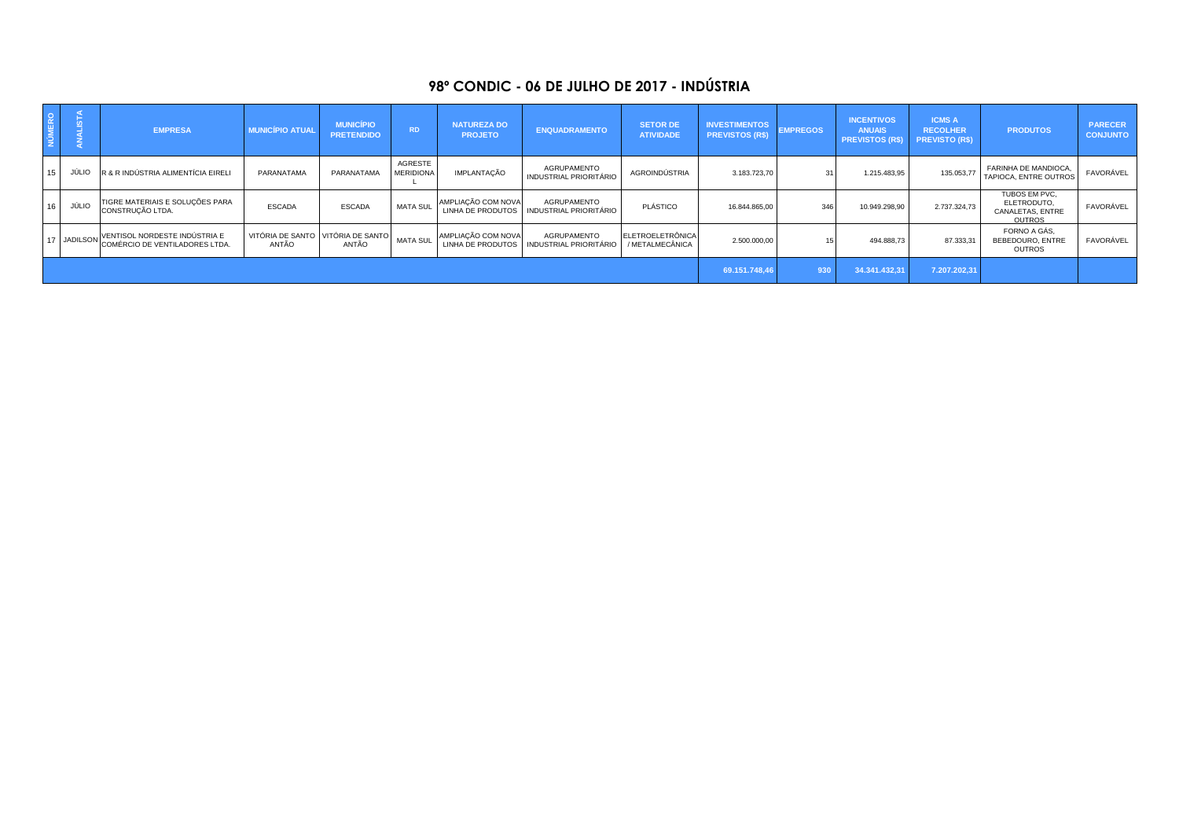# 98º CONDIC - 06 DE JULHO DE 2017 - INDÚSTRIA

| NÚMERO | ANALISTA | EMPRESA | MUNICÍPIO ATUAL | MUNICÍPIO PRETENDIDO | RD | NATUREZA DO PROJETO | ENQUADRAMENTO | SETOR DE ATIVIDADE | INVESTIMENTOS PREVISTOS (R$) | EMPREGOS | INCENTIVOS ANUAIS PREVISTOS (R$) | ICMS A RECOLHER PREVISTO (R$) | PRODUTOS | PARECER CONJUNTO |
|---|---|---|---|---|---|---|---|---|---|---|---|---|---|---|
| 15 | JÚLIO | R & R INDÚSTRIA ALIMENTÍCIA EIRELI | PARANATAMA | PARANATAMA | AGRESTE MERIDIONAL | IMPLANTAÇÃO | AGRUPAMENTO INDUSTRIAL PRIORITÁRIO | AGROINDÚSTRIA | 3.183.723,70 | 31 | 1.215.483,95 | 135.053,77 | FARINHA DE MANDIOCA, TAPIOCA, ENTRE OUTROS | FAVORÁVEL |
| 16 | JÚLIO | TIGRE MATERIAIS E SOLUÇÕES PARA CONSTRUÇÃO LTDA. | ESCADA | ESCADA | MATA SUL | AMPLIAÇÃO COM NOVA LINHA DE PRODUTOS | AGRUPAMENTO INDUSTRIAL PRIORITÁRIO | PLÁSTICO | 16.844.865,00 | 346 | 10.949.298,90 | 2.737.324,73 | TUBOS EM PVC, ELETRODUTO, CANALETAS, ENTRE OUTROS | FAVORÁVEL |
| 17 | JADILSON | VENTISOL NORDESTE INDÚSTRIA E COMÉRCIO DE VENTILADORES LTDA. | VITÓRIA DE SANTO ANTÃO | VITÓRIA DE SANTO ANTÃO | MATA SUL | AMPLIAÇÃO COM NOVA LINHA DE PRODUTOS | AGRUPAMENTO INDUSTRIAL PRIORITÁRIO | ELETROELETRÔNICA / METALMECÂNICA | 2.500.000,00 | 15 | 494.888,73 | 87.333,31 | FORNO A GÁS, BEBEDOURO, ENTRE OUTROS | FAVORÁVEL |
| | | | | | | | | | 69.151.748,46 | 930 | 34.341.432,31 | 7.207.202,31 | | |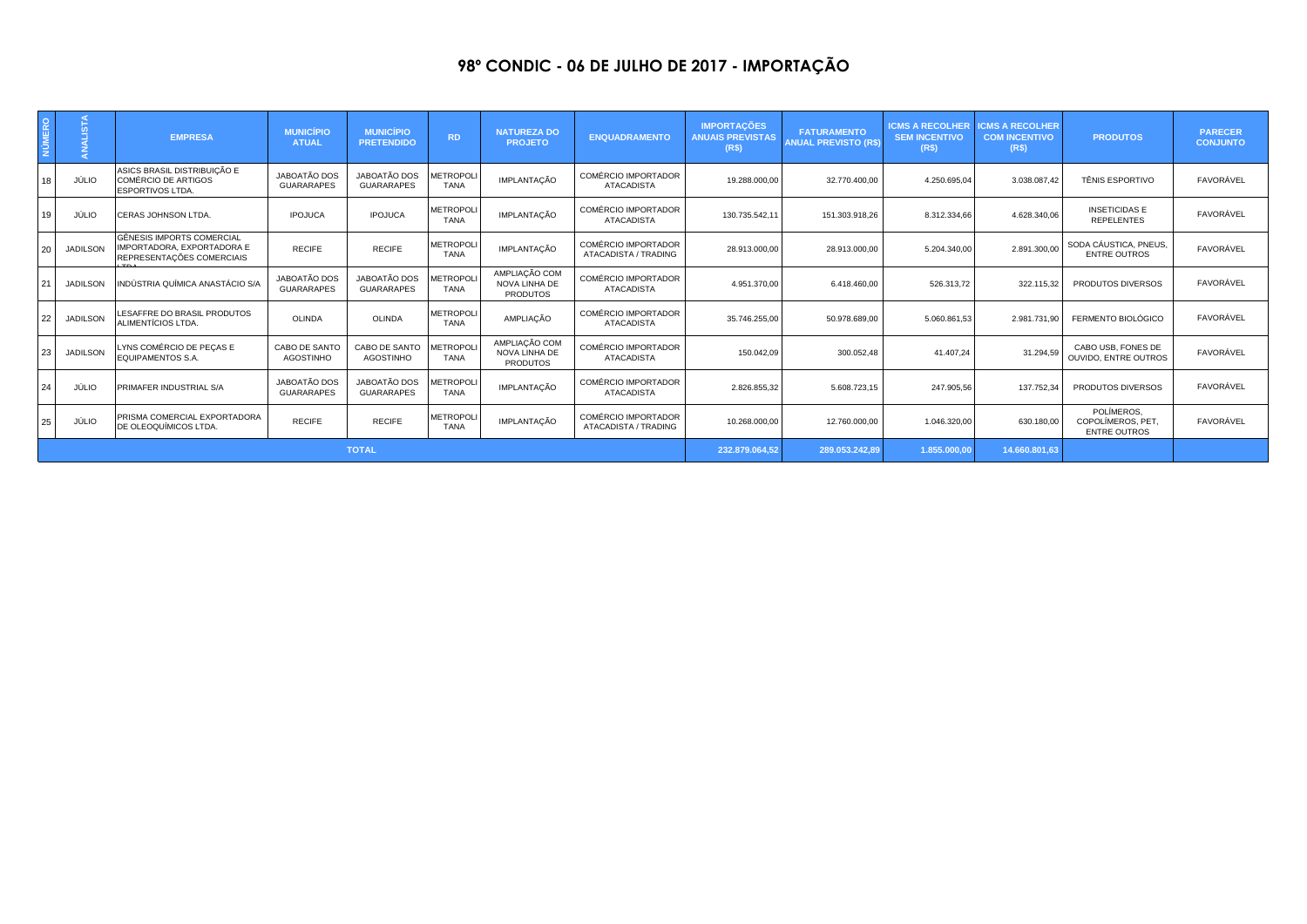# 98º CONDIC - 06 DE JULHO DE 2017 - IMPORTAÇÃO

| NÚMERO | ANALISTA | EMPRESA | MUNICÍPIO ATUAL | MUNICÍPIO PRETENDIDO | RD | NATUREZA DO PROJETO | ENQUADRAMENTO | IMPORTAÇÕES ANUAIS PREVISTAS (R$) | FATURAMENTO ANUAL PREVISTO (R$) | ICMS A RECOLHER SEM INCENTIVO (R$) | ICMS A RECOLHER COM INCENTIVO (R$) | PRODUTOS | PARECER CONJUNTO |
|---|---|---|---|---|---|---|---|---|---|---|---|---|---|
| 18 | JÚLIO | ASICS BRASIL DISTRIBUIÇÃO E COMÉRCIO DE ARTIGOS ESPORTIVOS LTDA. | JABOATÃO DOS GUARARAPES | JABOATÃO DOS GUARARAPES | METROPOLITANA | IMPLANTAÇÃO | COMÉRCIO IMPORTADOR ATACADISTA | 19.288.000,00 | 32.770.400,00 | 4.250.695,04 | 3.038.087,42 | TÊNIS ESPORTIVO | FAVORÁVEL |
| 19 | JÚLIO | CERAS JOHNSON LTDA. | IPOJUCA | IPOJUCA | METROPOLITANA | IMPLANTAÇÃO | COMÉRCIO IMPORTADOR ATACADISTA | 130.735.542,11 | 151.303.918,26 | 8.312.334,66 | 4.628.340,06 | INSETICIDAS E REPELENTES | FAVORÁVEL |
| 20 | JADILSON | GÊNESIS IMPORTS COMERCIAL IMPORTADORA, EXPORTADORA E REPRESENTAÇÕES COMERCIAIS LTDA. | RECIFE | RECIFE | METROPOLITANA | IMPLANTAÇÃO | COMÉRCIO IMPORTADOR ATACADISTA / TRADING | 28.913.000,00 | 28.913.000,00 | 5.204.340,00 | 2.891.300,00 | SODA CÁUSTICA, PNEUS, ENTRE OUTROS | FAVORÁVEL |
| 21 | JADILSON | INDÚSTRIA QUÍMICA ANASTÁCIO S/A | JABOATÃO DOS GUARARAPES | JABOATÃO DOS GUARARAPES | METROPOLITANA | AMPLIAÇÃO COM NOVA LINHA DE PRODUTOS | COMÉRCIO IMPORTADOR ATACADISTA | 4.951.370,00 | 6.418.460,00 | 526.313,72 | 322.115,32 | PRODUTOS DIVERSOS | FAVORÁVEL |
| 22 | JADILSON | LESAFFRE DO BRASIL PRODUTOS ALIMENTÍCIOS LTDA. | OLINDA | OLINDA | METROPOLITANA | AMPLIAÇÃO | COMÉRCIO IMPORTADOR ATACADISTA | 35.746.255,00 | 50.978.689,00 | 5.060.861,53 | 2.981.731,90 | FERMENTO BIOLÓGICO | FAVORÁVEL |
| 23 | JADILSON | LYNS COMÉRCIO DE PEÇAS E EQUIPAMENTOS S.A. | CABO DE SANTO AGOSTINHO | CABO DE SANTO AGOSTINHO | METROPOLITANA | AMPLIAÇÃO COM NOVA LINHA DE PRODUTOS | COMÉRCIO IMPORTADOR ATACADISTA | 150.042,09 | 300.052,48 | 41.407,24 | 31.294,59 | CABO USB, FONES DE OUVIDO, ENTRE OUTROS | FAVORÁVEL |
| 24 | JÚLIO | PRIMAFER INDUSTRIAL S/A | JABOATÃO DOS GUARARAPES | JABOATÃO DOS GUARARAPES | METROPOLITANA | IMPLANTAÇÃO | COMÉRCIO IMPORTADOR ATACADISTA | 2.826.855,32 | 5.608.723,15 | 247.905,56 | 137.752,34 | PRODUTOS DIVERSOS | FAVORÁVEL |
| 25 | JÚLIO | PRISMA COMERCIAL EXPORTADORA DE OLEOQUÍMICOS LTDA. | RECIFE | RECIFE | METROPOLITANA | IMPLANTAÇÃO | COMÉRCIO IMPORTADOR ATACADISTA / TRADING | 10.268.000,00 | 12.760.000,00 | 1.046.320,00 | 630.180,00 | POLÍMEROS, COPOLÍMEROS, PET, ENTRE OUTROS | FAVORÁVEL |
| TOTAL | | | | | | | | 232.879.064,52 | 289.053.242,89 | 1.855.000,00 | 14.660.801,63 | | |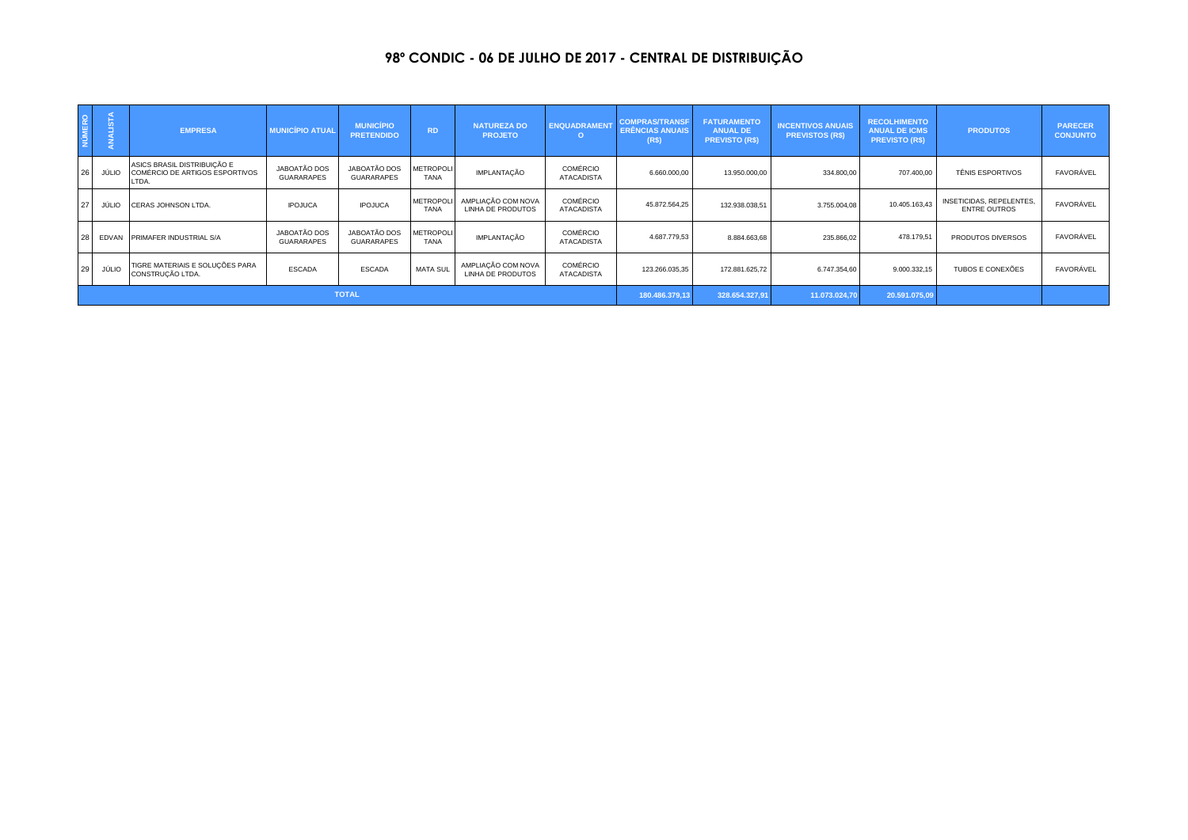# 98º CONDIC - 06 DE JULHO DE 2017 - CENTRAL DE DISTRIBUIÇÃO

| NÚMERO | ANALISTA | EMPRESA | MUNICÍPIO ATUAL | MUNICÍPIO PRETENDIDO | RD | NATUREZA DO PROJETO | ENQUADRAMENTO | COMPRAS/TRANSFERÊNCIAS ANUAIS (R$) | FATURAMENTO ANUAL DE PREVISTO (R$) | INCENTIVOS ANUAIS PREVISTOS (R$) | RECOLHIMENTO ANUAL DE ICMS PREVISTO (R$) | PRODUTOS | PARECER CONJUNTO |
|---|---|---|---|---|---|---|---|---|---|---|---|---|---|
| 26 | JÚLIO | ASICS BRASIL DISTRIBUIÇÃO E COMÉRCIO DE ARTIGOS ESPORTIVOS LTDA. | JABOATÃO DOS GUARARAPES | JABOATÃO DOS GUARARAPES | METROPOLITANA | IMPLANTAÇÃO | COMÉRCIO ATACADISTA | 6.660.000,00 | 13.950.000,00 | 334.800,00 | 707.400,00 | TÊNIS ESPORTIVOS | FAVORÁVEL |
| 27 | JÚLIO | CERAS JOHNSON LTDA. | IPOJUCA | IPOJUCA | METROPOLITANA | AMPLIAÇÃO COM NOVA LINHA DE PRODUTOS | COMÉRCIO ATACADISTA | 45.872.564,25 | 132.938.038,51 | 3.755.004,08 | 10.405.163,43 | INSETICIDAS, REPELENTES, ENTRE OUTROS | FAVORÁVEL |
| 28 | EDVAN | PRIMAFER INDUSTRIAL S/A | JABOATÃO DOS GUARARAPES | JABOATÃO DOS GUARARAPES | METROPOLITANA | IMPLANTAÇÃO | COMÉRCIO ATACADISTA | 4.687.779,53 | 8.884.663,68 | 235.866,02 | 478.179,51 | PRODUTOS DIVERSOS | FAVORÁVEL |
| 29 | JÚLIO | TIGRE MATERIAIS E SOLUÇÕES PARA CONSTRUÇÃO LTDA. | ESCADA | ESCADA | MATA SUL | AMPLIAÇÃO COM NOVA LINHA DE PRODUTOS | COMÉRCIO ATACADISTA | 123.266.035,35 | 172.881.625,72 | 6.747.354,60 | 9.000.332,15 | TUBOS E CONEXÕES | FAVORÁVEL |
| TOTAL | | | | | | | | 180.486.379,13 | 328.654.327,91 | 11.073.024,70 | 20.591.075,09 | | |